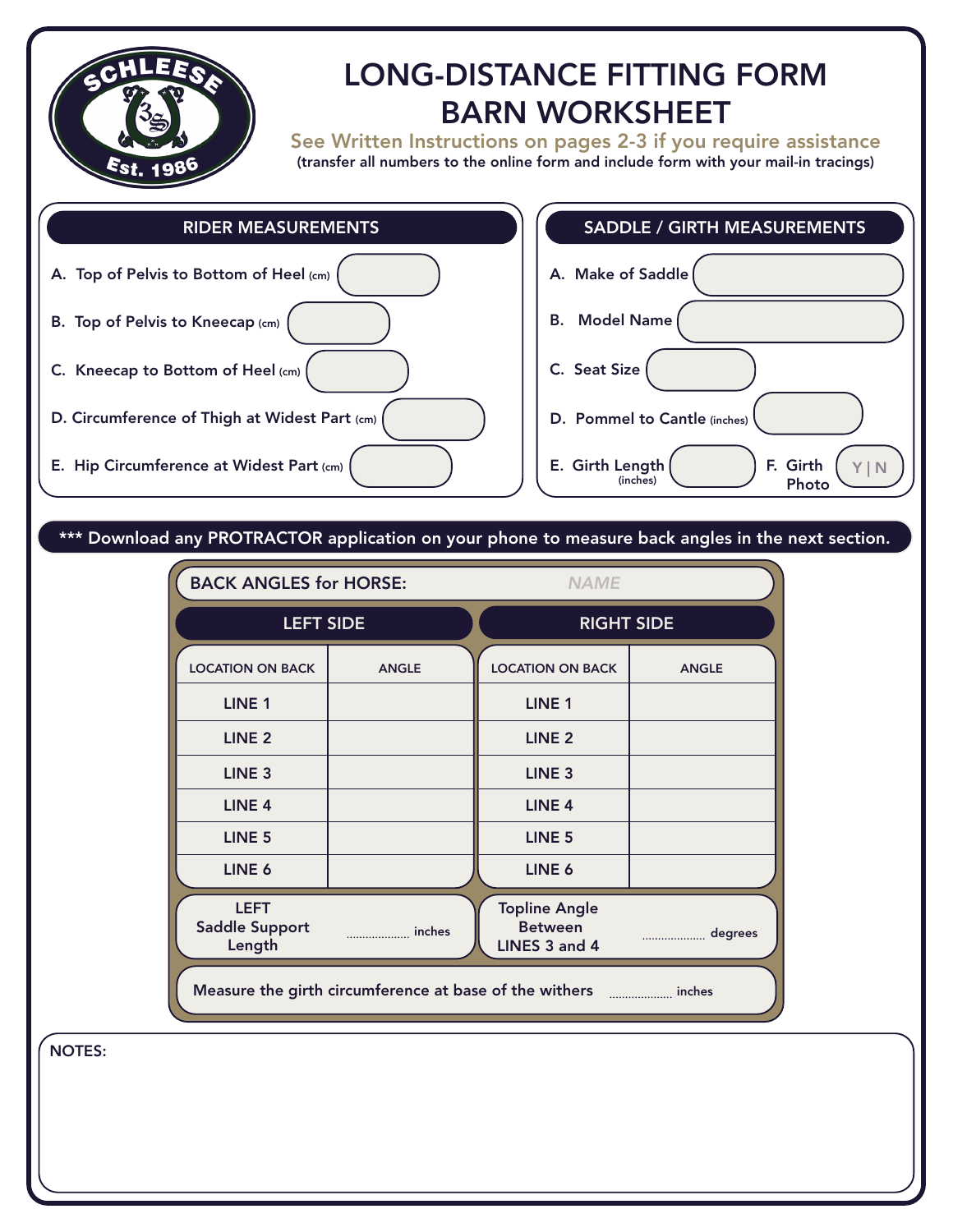SCHLEESE Est. 1986

# LONG-DISTANCE FITTING FORM
# BARN WORKSHEET

**See Written Instructions on pages 2-3 if you require assistance**

**(transfer all numbers to the online form and include form with your mail-in tracings)**

## RIDER MEASUREMENTS

A. Top of Pelvis to Bottom of Heel (cm) ______

B. Top of Pelvis to Kneecap (cm) ______

C. Kneecap to Bottom of Heel (cm) ______

D. Circumference of Thigh at Widest Part (cm) ______

E. Hip Circumference at Widest Part (cm) ______

## SADDLE / GIRTH MEASUREMENTS

A. Make of Saddle ______

B. Model Name ______

C. Seat Size ______

D. Pommel to Cantle (inches) ______

E. Girth Length (inches) ______

F. Girth Photo Y | N

**\*\*\* Download any PROTRACTOR application on your phone to measure back angles in the next section.**

## BACK ANGLES for HORSE: *NAME*

| LEFT SIDE | | RIGHT SIDE | |
|---|---|---|---|
| LOCATION ON BACK | ANGLE | LOCATION ON BACK | ANGLE |
| LINE 1 | | LINE 1 | |
| LINE 2 | | LINE 2 | |
| LINE 3 | | LINE 3 | |
| LINE 4 | | LINE 4 | |
| LINE 5 | | LINE 5 | |
| LINE 6 | | LINE 6 | |

LEFT Saddle Support Length .................... inches

Topline Angle Between LINES 3 and 4 .................... degrees

Measure the girth circumference at base of the withers .................... inches

NOTES: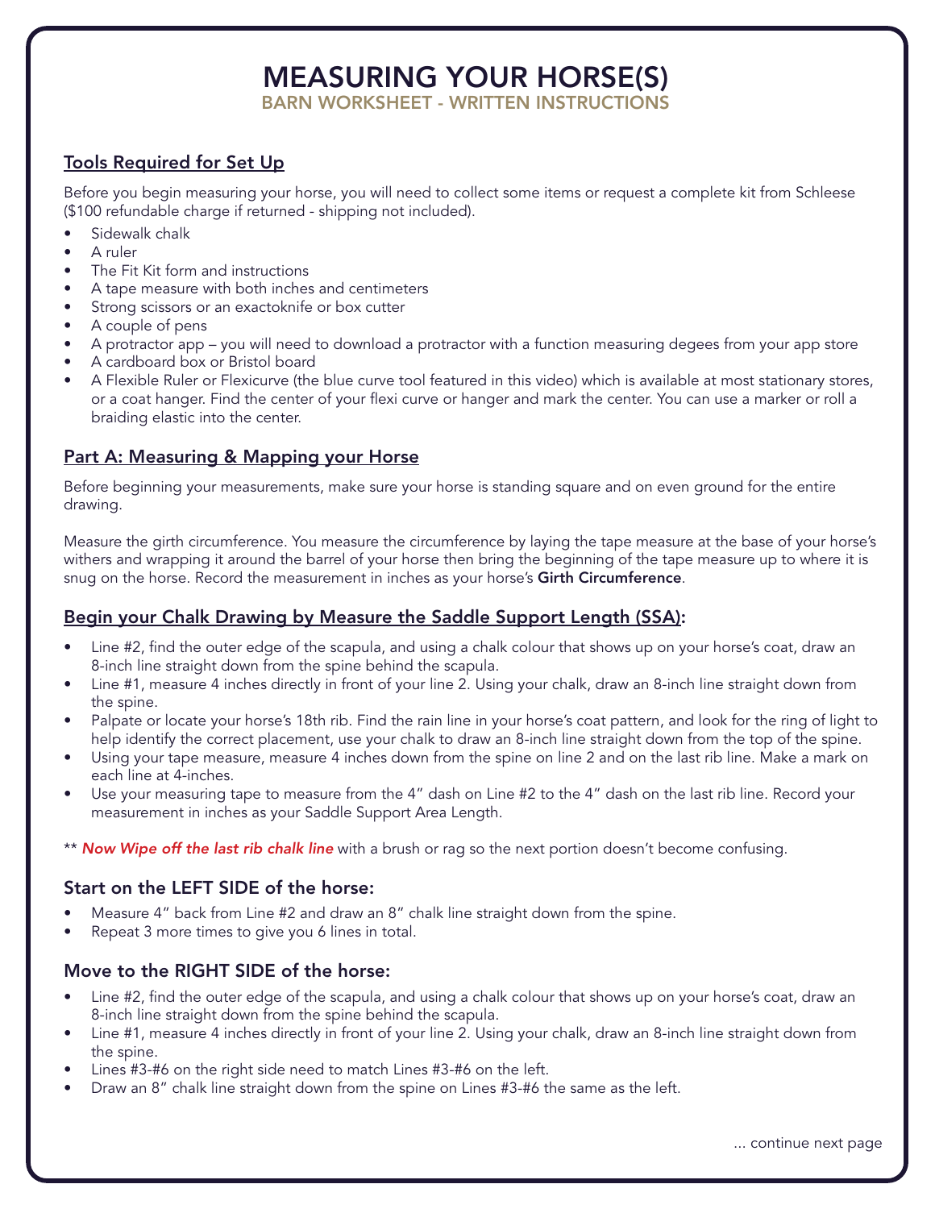# MEASURING YOUR HORSE(S)

## BARN WORKSHEET - WRITTEN INSTRUCTIONS

### Tools Required for Set Up

Before you begin measuring your horse, you will need to collect some items or request a complete kit from Schleese ($100 refundable charge if returned - shipping not included).

- Sidewalk chalk
- A ruler
- The Fit Kit form and instructions
- A tape measure with both inches and centimeters
- Strong scissors or an exactoknife or box cutter
- A couple of pens
- A protractor app – you will need to download a protractor with a function measuring degees from your app store
- A cardboard box or Bristol board
- A Flexible Ruler or Flexicurve (the blue curve tool featured in this video) which is available at most stationary stores, or a coat hanger. Find the center of your flexi curve or hanger and mark the center. You can use a marker or roll a braiding elastic into the center.

### Part A: Measuring & Mapping your Horse

Before beginning your measurements, make sure your horse is standing square and on even ground for the entire drawing.

Measure the girth circumference. You measure the circumference by laying the tape measure at the base of your horse's withers and wrapping it around the barrel of your horse then bring the beginning of the tape measure up to where it is snug on the horse. Record the measurement in inches as your horse's **Girth Circumference**.

### Begin your Chalk Drawing by Measure the Saddle Support Length (SSA):

- Line #2, find the outer edge of the scapula, and using a chalk colour that shows up on your horse's coat, draw an 8-inch line straight down from the spine behind the scapula.
- Line #1, measure 4 inches directly in front of your line 2. Using your chalk, draw an 8-inch line straight down from the spine.
- Palpate or locate your horse's 18th rib. Find the rain line in your horse's coat pattern, and look for the ring of light to help identify the correct placement, use your chalk to draw an 8-inch line straight down from the top of the spine.
- Using your tape measure, measure 4 inches down from the spine on line 2 and on the last rib line. Make a mark on each line at 4-inches.
- Use your measuring tape to measure from the 4" dash on Line #2 to the 4" dash on the last rib line. Record your measurement in inches as your Saddle Support Area Length.

** ***Now Wipe off the last rib chalk line*** with a brush or rag so the next portion doesn't become confusing.

### Start on the LEFT SIDE of the horse:

- Measure 4" back from Line #2 and draw an 8" chalk line straight down from the spine.
- Repeat 3 more times to give you 6 lines in total.

### Move to the RIGHT SIDE of the horse:

- Line #2, find the outer edge of the scapula, and using a chalk colour that shows up on your horse's coat, draw an 8-inch line straight down from the spine behind the scapula.
- Line #1, measure 4 inches directly in front of your line 2. Using your chalk, draw an 8-inch line straight down from the spine.
- Lines #3-#6 on the right side need to match Lines #3-#6 on the left.
- Draw an 8" chalk line straight down from the spine on Lines #3-#6 the same as the left.

... continue next page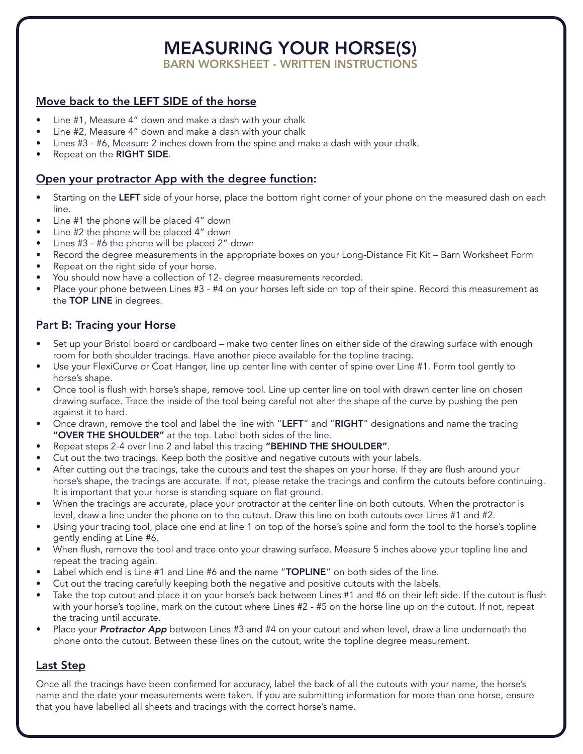# MEASURING YOUR HORSE(S)

## BARN WORKSHEET - WRITTEN INSTRUCTIONS

### Move back to the LEFT SIDE of the horse

- Line #1, Measure 4" down and make a dash with your chalk
- Line #2, Measure 4" down and make a dash with your chalk
- Lines #3 - #6, Measure 2 inches down from the spine and make a dash with your chalk.
- Repeat on the **RIGHT SIDE**.

### Open your protractor App with the degree function:

- Starting on the **LEFT** side of your horse, place the bottom right corner of your phone on the measured dash on each line.
- Line #1 the phone will be placed 4" down
- Line #2 the phone will be placed 4" down
- Lines #3 - #6 the phone will be placed 2" down
- Record the degree measurements in the appropriate boxes on your Long-Distance Fit Kit – Barn Worksheet Form
- Repeat on the right side of your horse.
- You should now have a collection of 12- degree measurements recorded.
- Place your phone between Lines #3 - #4 on your horses left side on top of their spine. Record this measurement as the **TOP LINE** in degrees.

### Part B: Tracing your Horse

- Set up your Bristol board or cardboard – make two center lines on either side of the drawing surface with enough room for both shoulder tracings. Have another piece available for the topline tracing.
- Use your FlexiCurve or Coat Hanger, line up center line with center of spine over Line #1. Form tool gently to horse's shape.
- Once tool is flush with horse's shape, remove tool. Line up center line on tool with drawn center line on chosen drawing surface. Trace the inside of the tool being careful not alter the shape of the curve by pushing the pen against it to hard.
- Once drawn, remove the tool and label the line with "**LEFT**" and "**RIGHT**" designations and name the tracing **"OVER THE SHOULDER"** at the top. Label both sides of the line.
- Repeat steps 2-4 over line 2 and label this tracing **"BEHIND THE SHOULDER"**.
- Cut out the two tracings. Keep both the positive and negative cutouts with your labels.
- After cutting out the tracings, take the cutouts and test the shapes on your horse. If they are flush around your horse's shape, the tracings are accurate. If not, please retake the tracings and confirm the cutouts before continuing. It is important that your horse is standing square on flat ground.
- When the tracings are accurate, place your protractor at the center line on both cutouts. When the protractor is level, draw a line under the phone on to the cutout. Draw this line on both cutouts over Lines #1 and #2.
- Using your tracing tool, place one end at line 1 on top of the horse's spine and form the tool to the horse's topline gently ending at Line #6.
- When flush, remove the tool and trace onto your drawing surface. Measure 5 inches above your topline line and repeat the tracing again.
- Label which end is Line #1 and Line #6 and the name "**TOPLINE**" on both sides of the line.
- Cut out the tracing carefully keeping both the negative and positive cutouts with the labels.
- Take the top cutout and place it on your horse's back between Lines #1 and #6 on their left side. If the cutout is flush with your horse's topline, mark on the cutout where Lines #2 - #5 on the horse line up on the cutout. If not, repeat the tracing until accurate.
- Place your ***Protractor App*** between Lines #3 and #4 on your cutout and when level, draw a line underneath the phone onto the cutout. Between these lines on the cutout, write the topline degree measurement.

### Last Step

Once all the tracings have been confirmed for accuracy, label the back of all the cutouts with your name, the horse's name and the date your measurements were taken. If you are submitting information for more than one horse, ensure that you have labelled all sheets and tracings with the correct horse's name.